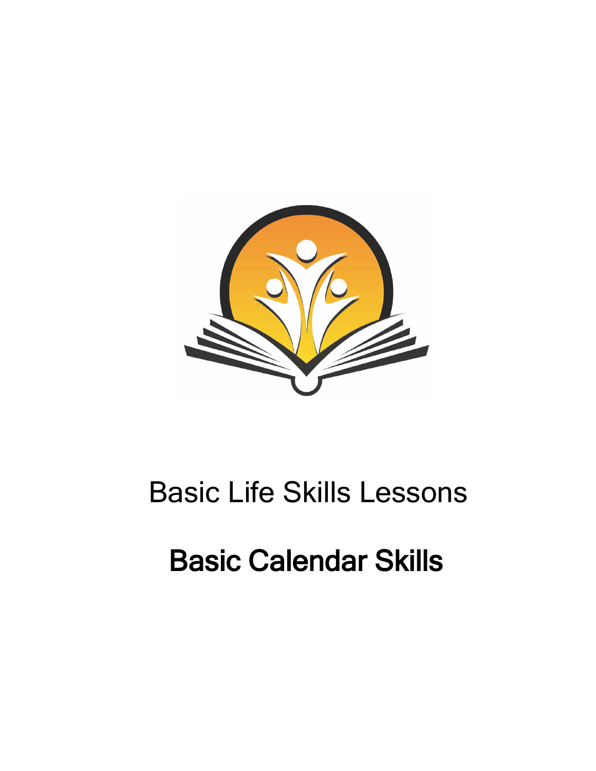Basic Life Skills Lessons

# Basic Calendar Skills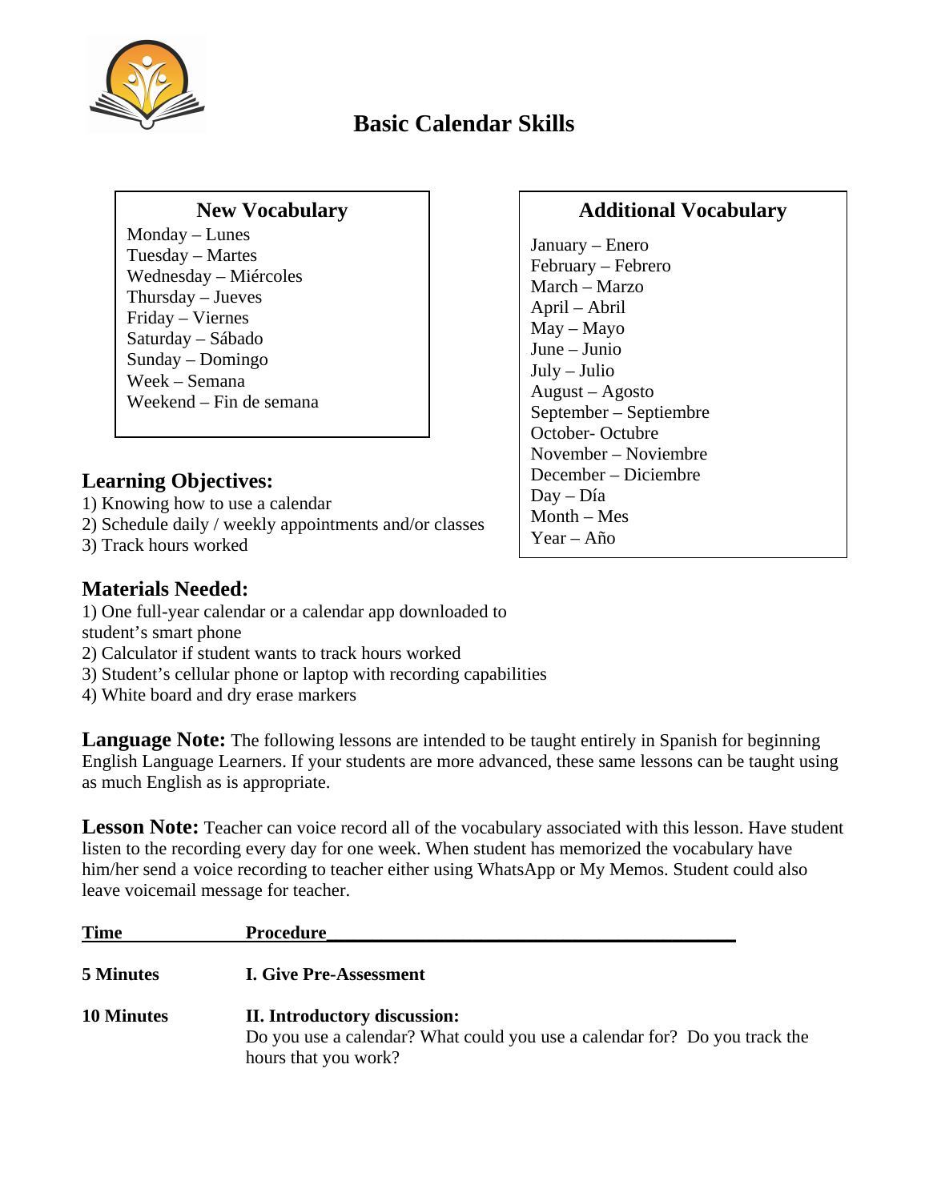# Basic Calendar Skills

### New Vocabulary

Monday – Lunes
Tuesday – Martes
Wednesday – Miércoles
Thursday – Jueves
Friday – Viernes
Saturday – Sábado
Sunday – Domingo
Week – Semana
Weekend – Fin de semana

### Additional Vocabulary

January – Enero
February – Febrero
March – Marzo
April – Abril
May – Mayo
June – Junio
July – Julio
August – Agosto
September – Septiembre
October- Octubre
November – Noviembre
December – Diciembre
Day – Día
Month – Mes
Year – Año

## Learning Objectives:

1) Knowing how to use a calendar
2) Schedule daily / weekly appointments and/or classes
3) Track hours worked

## Materials Needed:

1) One full-year calendar or a calendar app downloaded to student's smart phone
2) Calculator if student wants to track hours worked
3) Student's cellular phone or laptop with recording capabilities
4) White board and dry erase markers

**Language Note:** The following lessons are intended to be taught entirely in Spanish for beginning English Language Learners. If your students are more advanced, these same lessons can be taught using as much English as is appropriate.

**Lesson Note:** Teacher can voice record all of the vocabulary associated with this lesson. Have student listen to the recording every day for one week. When student has memorized the vocabulary have him/her send a voice recording to teacher either using WhatsApp or My Memos. Student could also leave voicemail message for teacher.

| Time | Procedure |
|---|---|
| **5 Minutes** | **I. Give Pre-Assessment** |
| **10 Minutes** | **II. Introductory discussion:** Do you use a calendar? What could you use a calendar for? Do you track the hours that you work? |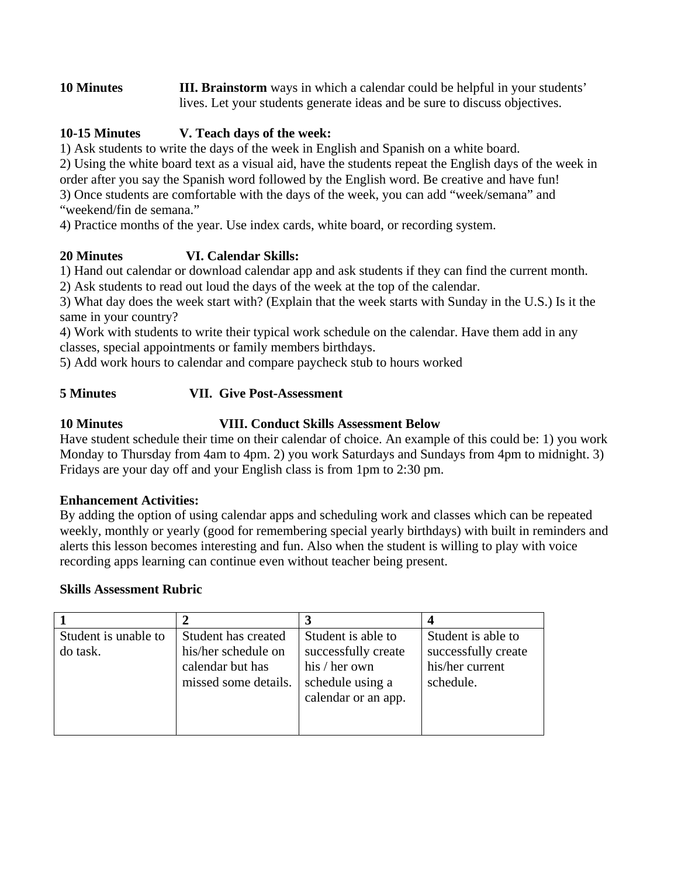**10 Minutes** **III. Brainstorm** ways in which a calendar could be helpful in your students' lives. Let your students generate ideas and be sure to discuss objectives.

**10-15 Minutes** **V. Teach days of the week:**

1) Ask students to write the days of the week in English and Spanish on a white board.
2) Using the white board text as a visual aid, have the students repeat the English days of the week in order after you say the Spanish word followed by the English word. Be creative and have fun!
3) Once students are comfortable with the days of the week, you can add "week/semana" and "weekend/fin de semana."
4) Practice months of the year. Use index cards, white board, or recording system.

**20 Minutes** **VI. Calendar Skills:**

1) Hand out calendar or download calendar app and ask students if they can find the current month.
2) Ask students to read out loud the days of the week at the top of the calendar.
3) What day does the week start with? (Explain that the week starts with Sunday in the U.S.) Is it the same in your country?
4) Work with students to write their typical work schedule on the calendar. Have them add in any classes, special appointments or family members birthdays.
5) Add work hours to calendar and compare paycheck stub to hours worked

**5 Minutes** **VII. Give Post-Assessment**

**10 Minutes** **VIII. Conduct Skills Assessment Below**

Have student schedule their time on their calendar of choice. An example of this could be: 1) you work Monday to Thursday from 4am to 4pm. 2) you work Saturdays and Sundays from 4pm to midnight. 3) Fridays are your day off and your English class is from 1pm to 2:30 pm.

**Enhancement Activities:**

By adding the option of using calendar apps and scheduling work and classes which can be repeated weekly, monthly or yearly (good for remembering special yearly birthdays) with built in reminders and alerts this lesson becomes interesting and fun. Also when the student is willing to play with voice recording apps learning can continue even without teacher being present.

**Skills Assessment Rubric**

| **1** | **2** | **3** | **4** |
|---|---|---|---|
| Student is unable to do task. | Student has created his/her schedule on calendar but has missed some details. | Student is able to successfully create his / her own schedule using a calendar or an app. | Student is able to successfully create his/her current schedule. |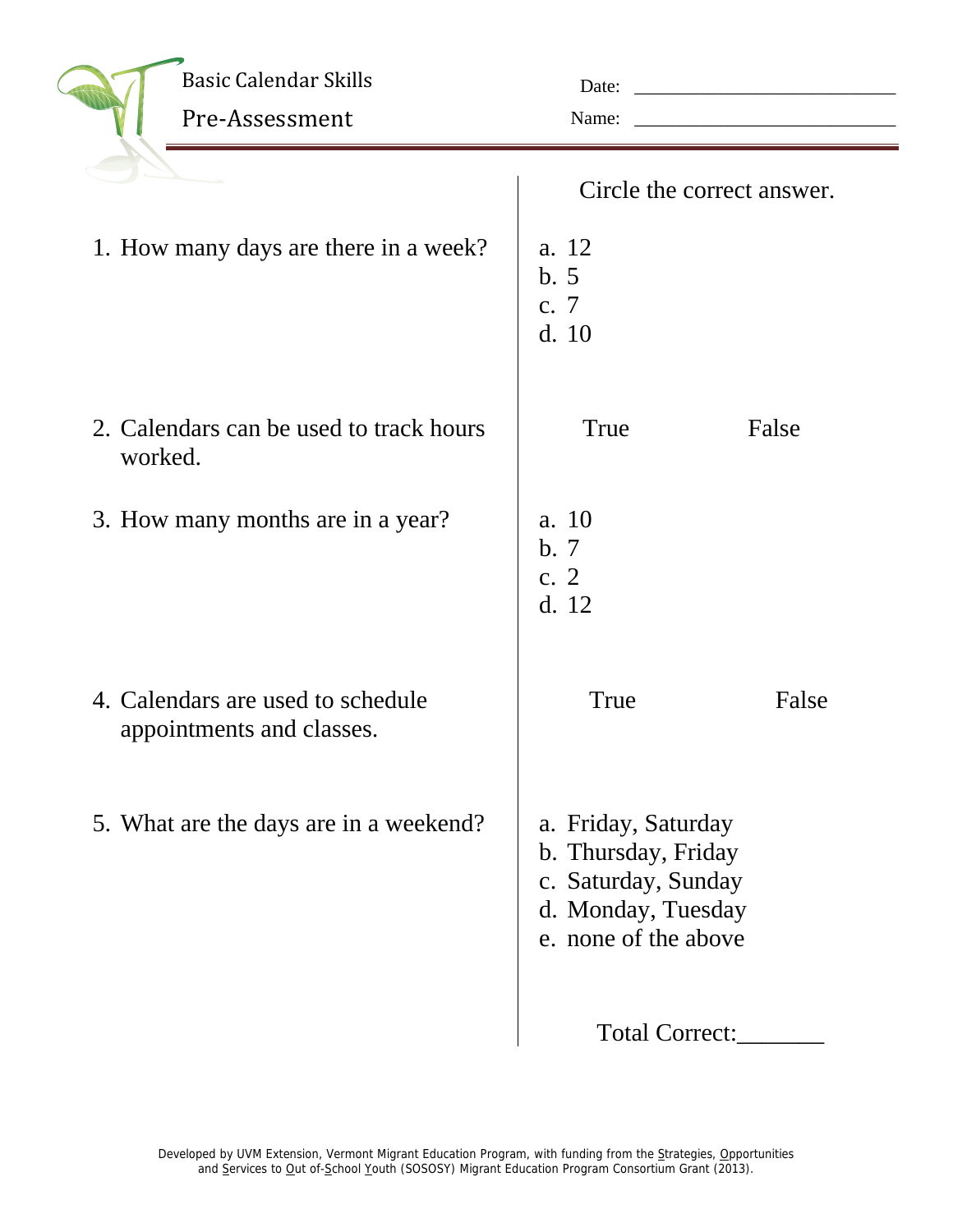# Basic Calendar Skills

## Pre-Assessment

Date: ______________________

Name: ______________________

Circle the correct answer.

1. How many days are there in a week?
   a. 12
   b. 5
   c. 7
   d. 10

2. Calendars can be used to track hours worked. True False

3. How many months are in a year?
   a. 10
   b. 7
   c. 2
   d. 12

4. Calendars are used to schedule appointments and classes. True False

5. What are the days are in a weekend?
   a. Friday, Saturday
   b. Thursday, Friday
   c. Saturday, Sunday
   d. Monday, Tuesday
   e. none of the above

Total Correct:_______

Developed by UVM Extension, Vermont Migrant Education Program, with funding from the Strategies, Opportunities and Services to Out of-School Youth (SOSOSY) Migrant Education Program Consortium Grant (2013).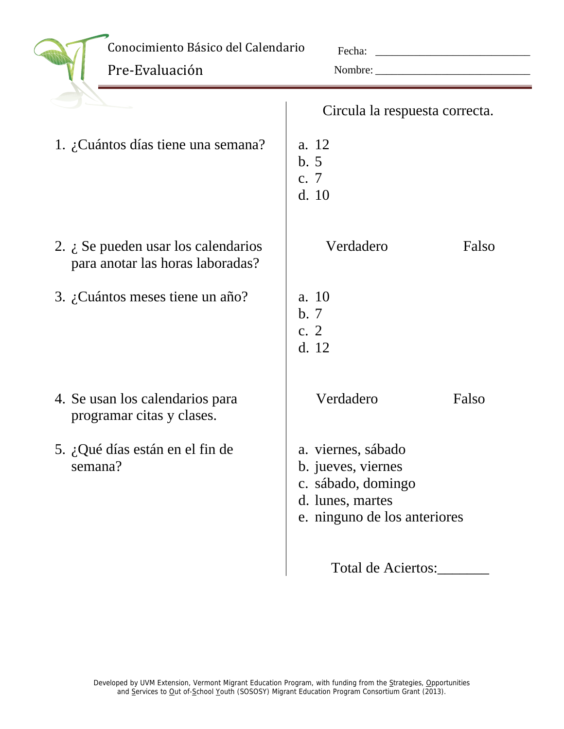# Conocimiento Básico del Calendario

## Pre-Evaluación

Fecha: ___________________________

Nombre: ___________________________

Circula la respuesta correcta.

1. ¿Cuántos días tiene una semana?
   a. 12
   b. 5
   c. 7
   d. 10

2. ¿ Se pueden usar los calendarios para anotar las horas laboradas?

   Verdadero          Falso

3. ¿Cuántos meses tiene un año?
   a. 10
   b. 7
   c. 2
   d. 12

4. Se usan los calendarios para programar citas y clases.

   Verdadero          Falso

5. ¿Qué días están en el fin de semana?
   a. viernes, sábado
   b. jueves, viernes
   c. sábado, domingo
   d. lunes, martes
   e. ninguno de los anteriores

Total de Aciertos:_______

Developed by UVM Extension, Vermont Migrant Education Program, with funding from the Strategies, Opportunities and Services to Out of-School Youth (SOSOSY) Migrant Education Program Consortium Grant (2013).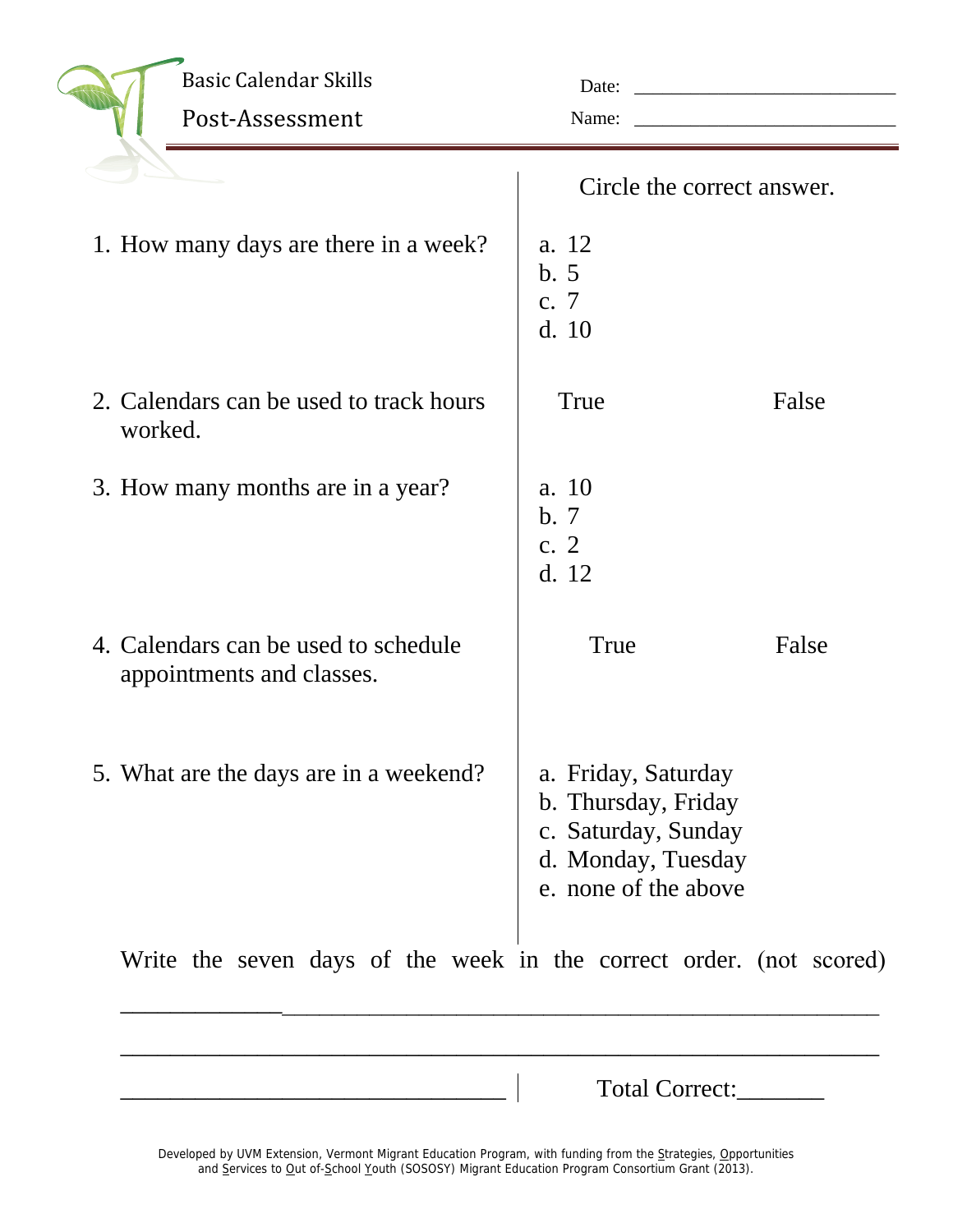Basic Calendar Skills

Post-Assessment

Date: ___________________________

Name: ___________________________

Circle the correct answer.

1. How many days are there in a week?
   a. 12
   b. 5
   c. 7
   d. 10

2. Calendars can be used to track hours worked. — True / False

3. How many months are in a year?
   a. 10
   b. 7
   c. 2
   d. 12

4. Calendars can be used to schedule appointments and classes. — True / False

5. What are the days are in a weekend?
   a. Friday, Saturday
   b. Thursday, Friday
   c. Saturday, Sunday
   d. Monday, Tuesday
   e. none of the above

Write the seven days of the week in the correct order. (not scored)

_______________________________________________________________

_______________________________________________________________

________________________________

Total Correct:_______

Developed by UVM Extension, Vermont Migrant Education Program, with funding from the Strategies, Opportunities and Services to Out of-School Youth (SOSOSY) Migrant Education Program Consortium Grant (2013).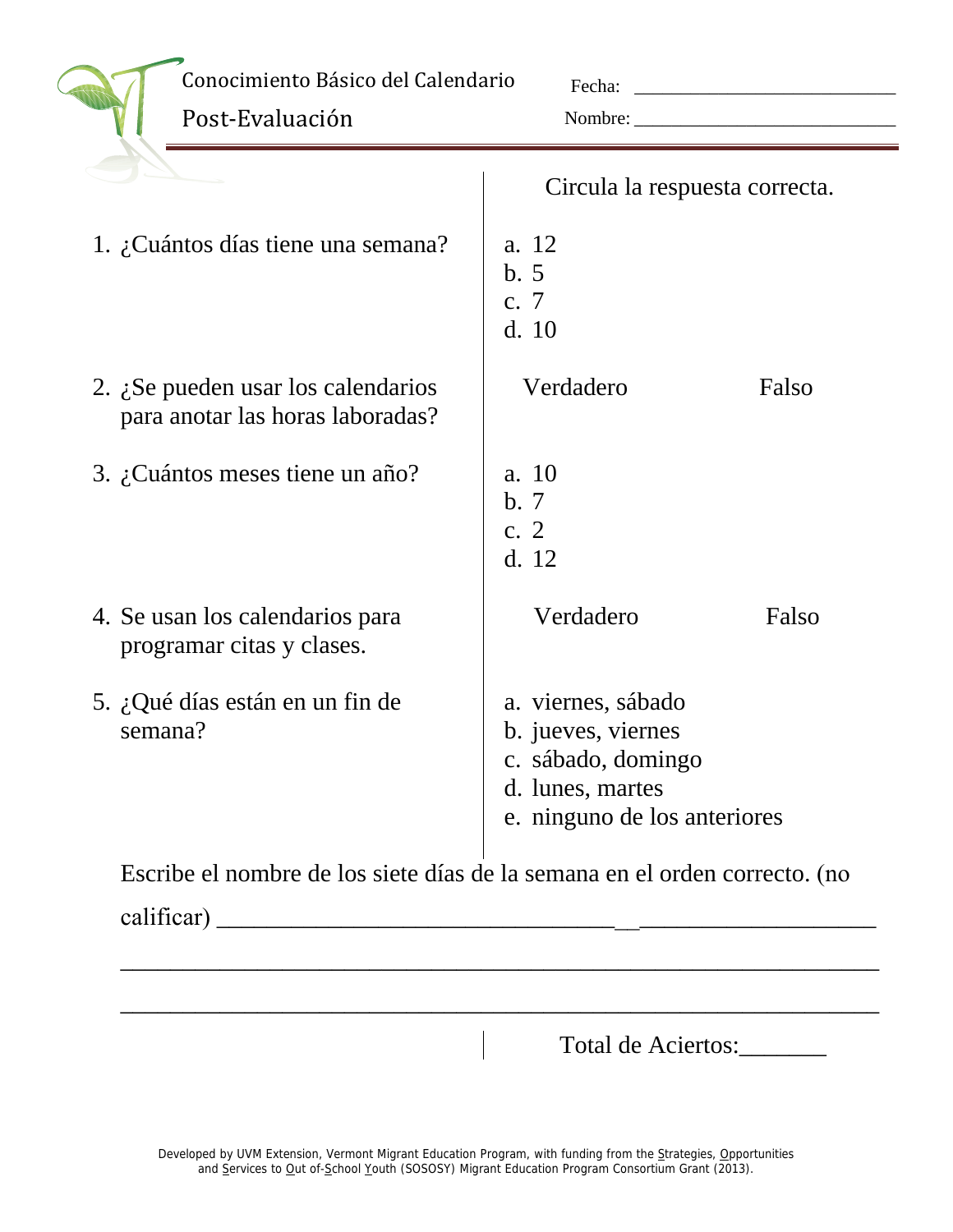Conocimiento Básico del Calendario

# Post-Evaluación

Fecha: ___________________________

Nombre: ___________________________

Circula la respuesta correcta.

1. ¿Cuántos días tiene una semana?
   a. 12
   b. 5
   c. 7
   d. 10

2. ¿Se pueden usar los calendarios para anotar las horas laboradas?
   Verdadero Falso

3. ¿Cuántos meses tiene un año?
   a. 10
   b. 7
   c. 2
   d. 12

4. Se usan los calendarios para programar citas y clases.
   Verdadero Falso

5. ¿Qué días están en un fin de semana?
   a. viernes, sábado
   b. jueves, viernes
   c. sábado, domingo
   d. lunes, martes
   e. ninguno de los anteriores

Escribe el nombre de los siete días de la semana en el orden correcto. (no calificar) ___________________________________________________

_____________________________________________________________

_____________________________________________________________

Total de Aciertos:_______

Developed by UVM Extension, Vermont Migrant Education Program, with funding from the Strategies, Opportunities and Services to Out of-School Youth (SOSOSY) Migrant Education Program Consortium Grant (2013).